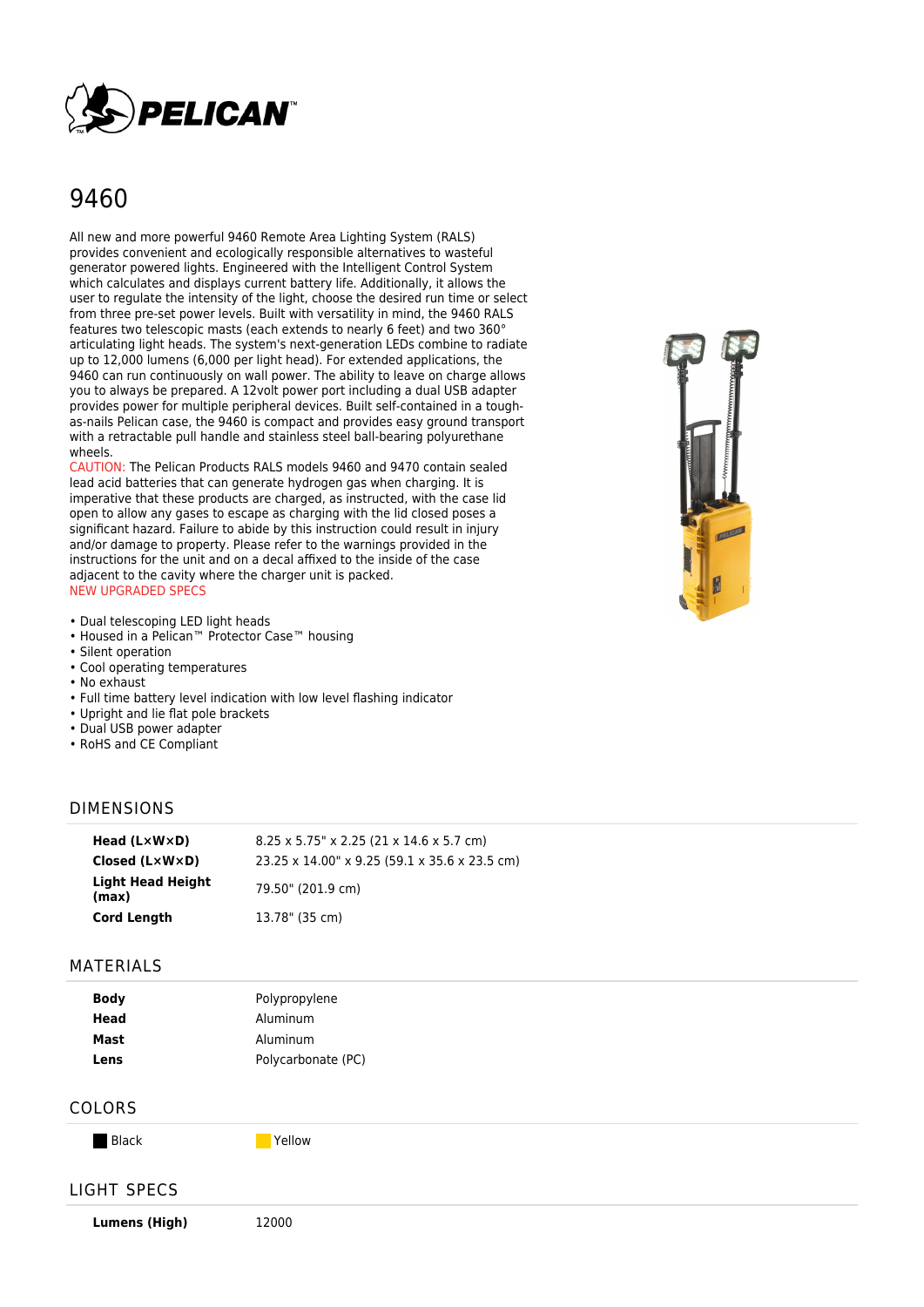# 9460

All new and more powerful 9460 Remote Area Lighting System (RALS) provides convenient and ecologically responsible alternatives to wasteful generator powered lights. Engineered with the Intelligent Control System which calculates and displays current battery life. Additionally, it allows the user to regulate the intensity of the light, choose the desired run time or select from three pre-set power levels. Built with versatility in mind, the 9460 RALS features two telescopic masts (each extends to nearly 6 feet) and two 360° articulating light heads. The system's next-generation LEDs combine to radiate up to 12,000 lumens (6,000 per light head). For extended applications, the 9460 can run continuously on wall power. The ability to leave on charge allows you to always be prepared. A 12volt power port including a dual USB adapter provides power for multiple peripheral devices. Built self-contained in a tough-as-nails Pelican case, the 9460 is compact and provides easy ground transport with a retractable pull handle and stainless steel ball-bearing polyurethane wheels.

CAUTION: The Pelican Products RALS models 9460 and 9470 contain sealed lead acid batteries that can generate hydrogen gas when charging. It is imperative that these products are charged, as instructed, with the case lid open to allow any gases to escape as charging with the lid closed poses a significant hazard. Failure to abide by this instruction could result in injury and/or damage to property. Please refer to the warnings provided in the instructions for the unit and on a decal affixed to the inside of the case adjacent to the cavity where the charger unit is packed.

NEW UPGRADED SPECS

- Dual telescoping LED light heads
- Housed in a Pelican™ Protector Case™ housing
- Silent operation
- Cool operating temperatures
- No exhaust
- Full time battery level indication with low level flashing indicator
- Upright and lie flat pole brackets
- Dual USB power adapter
- RoHS and CE Compliant

## DIMENSIONS

| | |
|---|---|
| **Head (L×W×D)** | 8.25 x 5.75" x 2.25 (21 x 14.6 x 5.7 cm) |
| **Closed (L×W×D)** | 23.25 x 14.00" x 9.25 (59.1 x 35.6 x 23.5 cm) |
| **Light Head Height (max)** | 79.50" (201.9 cm) |
| **Cord Length** | 13.78" (35 cm) |

## MATERIALS

| | |
|---|---|
| **Body** | Polypropylene |
| **Head** | Aluminum |
| **Mast** | Aluminum |
| **Lens** | Polycarbonate (PC) |

## COLORS

| | |
|---|---|
| Black | Yellow |

## LIGHT SPECS

| | |
|---|---|
| **Lumens (High)** | 12000 |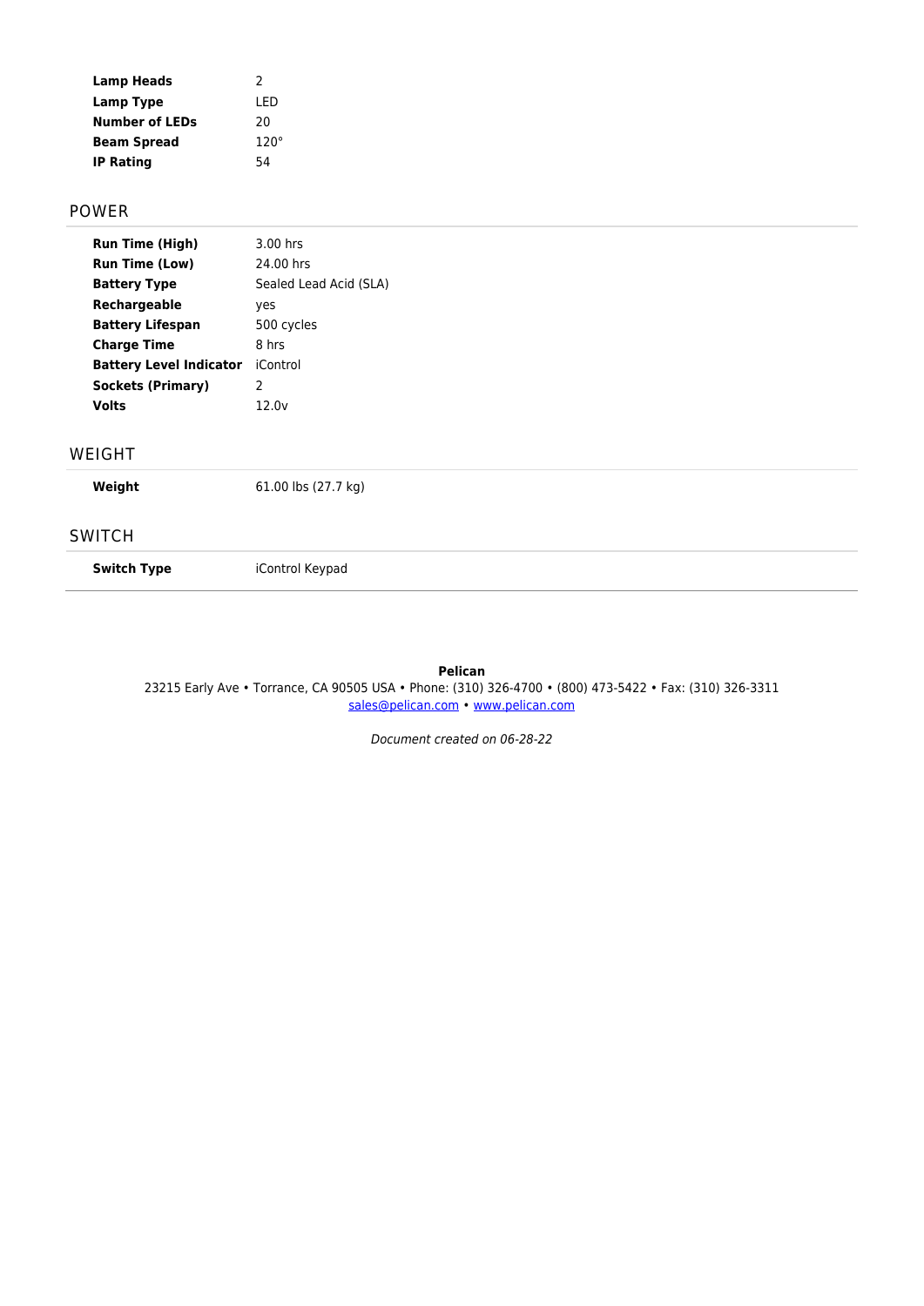| | |
|---|---|
| **Lamp Heads** | 2 |
| **Lamp Type** | LED |
| **Number of LEDs** | 20 |
| **Beam Spread** | 120° |
| **IP Rating** | 54 |

## POWER

| | |
|---|---|
| **Run Time (High)** | 3.00 hrs |
| **Run Time (Low)** | 24.00 hrs |
| **Battery Type** | Sealed Lead Acid (SLA) |
| **Rechargeable** | yes |
| **Battery Lifespan** | 500 cycles |
| **Charge Time** | 8 hrs |
| **Battery Level Indicator** | iControl |
| **Sockets (Primary)** | 2 |
| **Volts** | 12.0v |

## WEIGHT

| | |
|---|---|
| **Weight** | 61.00 lbs (27.7 kg) |

## SWITCH

| | |
|---|---|
| **Switch Type** | iControl Keypad |

**Pelican**
23215 Early Ave • Torrance, CA 90505 USA • Phone: (310) 326-4700 • (800) 473-5422 • Fax: (310) 326-3311
sales@pelican.com • www.pelican.com

*Document created on 06-28-22*